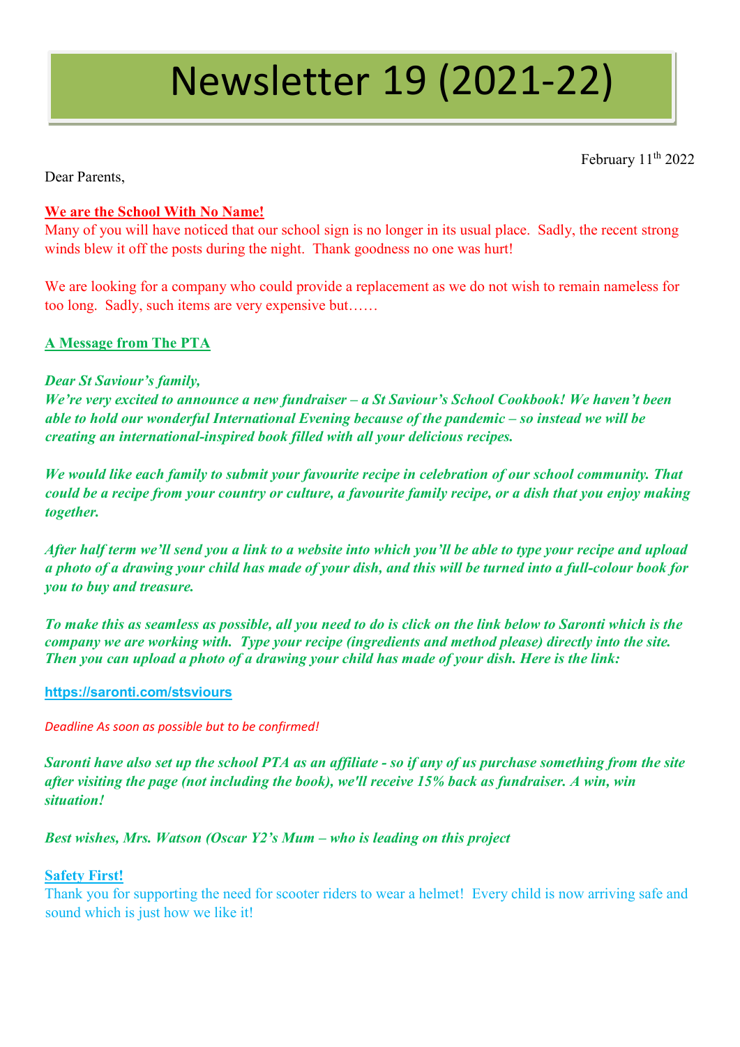# Newsletter 19 (2021-22)

February 11th 2022

Dear Parents,

**We are the School With No Name!**

Many of you will have noticed that our school sign is no longer in its usual place. Sadly, the recent strong winds blew it off the posts during the night. Thank goodness no one was hurt!

We are looking for a company who could provide a replacement as we do not wish to remain nameless for too long. Sadly, such items are very expensive but……

**A Message from The PTA**

***Dear St Saviour's family,***

***We're very excited to announce a new fundraiser – a St Saviour's School Cookbook! We haven't been able to hold our wonderful International Evening because of the pandemic – so instead we will be creating an international-inspired book filled with all your delicious recipes.***

***We would like each family to submit your favourite recipe in celebration of our school community. That could be a recipe from your country or culture, a favourite family recipe, or a dish that you enjoy making together.***

***After half term we'll send you a link to a website into which you'll be able to type your recipe and upload a photo of a drawing your child has made of your dish, and this will be turned into a full-colour book for you to buy and treasure.***

***To make this as seamless as possible, all you need to do is click on the link below to Saronti which is the company we are working with. Type your recipe (ingredients and method please) directly into the site. Then you can upload a photo of a drawing your child has made of your dish. Here is the link:***

**https://saronti.com/stsviours**

*Deadline As soon as possible but to be confirmed!*

***Saronti have also set up the school PTA as an affiliate - so if any of us purchase something from the site after visiting the page (not including the book), we'll receive 15% back as fundraiser. A win, win situation!***

***Best wishes, Mrs. Watson (Oscar Y2's Mum – who is leading on this project***

**Safety First!**

Thank you for supporting the need for scooter riders to wear a helmet! Every child is now arriving safe and sound which is just how we like it!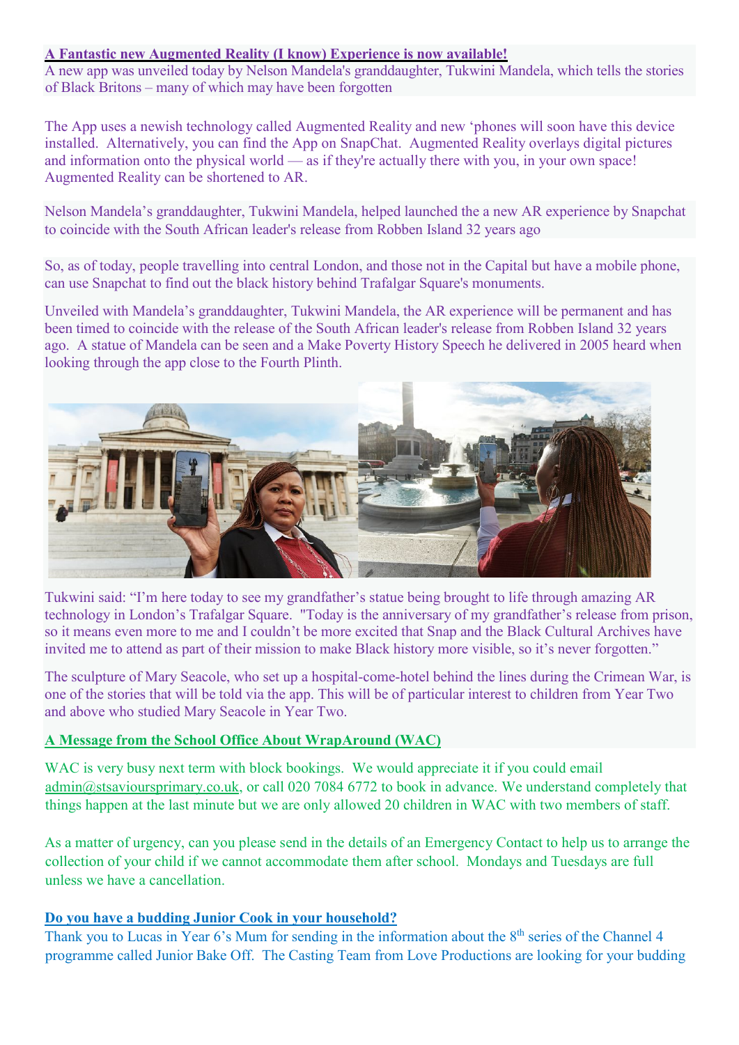**A Fantastic new Augmented Reality (I know) Experience is now available!**

A new app was unveiled today by Nelson Mandela's granddaughter, Tukwini Mandela, which tells the stories of Black Britons – many of which may have been forgotten

The App uses a newish technology called Augmented Reality and new 'phones will soon have this device installed. Alternatively, you can find the App on SnapChat. Augmented Reality overlays digital pictures and information onto the physical world — as if they're actually there with you, in your own space! Augmented Reality can be shortened to AR.

Nelson Mandela's granddaughter, Tukwini Mandela, helped launched the a new AR experience by Snapchat to coincide with the South African leader's release from Robben Island 32 years ago

So, as of today, people travelling into central London, and those not in the Capital but have a mobile phone, can use Snapchat to find out the black history behind Trafalgar Square's monuments.

Unveiled with Mandela's granddaughter, Tukwini Mandela, the AR experience will be permanent and has been timed to coincide with the release of the South African leader's release from Robben Island 32 years ago. A statue of Mandela can be seen and a Make Poverty History Speech he delivered in 2005 heard when looking through the app close to the Fourth Plinth.

Tukwini said: "I'm here today to see my grandfather's statue being brought to life through amazing AR technology in London's Trafalgar Square. "Today is the anniversary of my grandfather's release from prison, so it means even more to me and I couldn't be more excited that Snap and the Black Cultural Archives have invited me to attend as part of their mission to make Black history more visible, so it's never forgotten."

The sculpture of Mary Seacole, who set up a hospital-come-hotel behind the lines during the Crimean War, is one of the stories that will be told via the app. This will be of particular interest to children from Year Two and above who studied Mary Seacole in Year Two.

**A Message from the School Office About WrapAround (WAC)**

WAC is very busy next term with block bookings. We would appreciate it if you could email admin@stsavioursprimary.co.uk, or call 020 7084 6772 to book in advance. We understand completely that things happen at the last minute but we are only allowed 20 children in WAC with two members of staff.

As a matter of urgency, can you please send in the details of an Emergency Contact to help us to arrange the collection of your child if we cannot accommodate them after school. Mondays and Tuesdays are full unless we have a cancellation.

**Do you have a budding Junior Cook in your household?**

Thank you to Lucas in Year 6's Mum for sending in the information about the 8th series of the Channel 4 programme called Junior Bake Off. The Casting Team from Love Productions are looking for your budding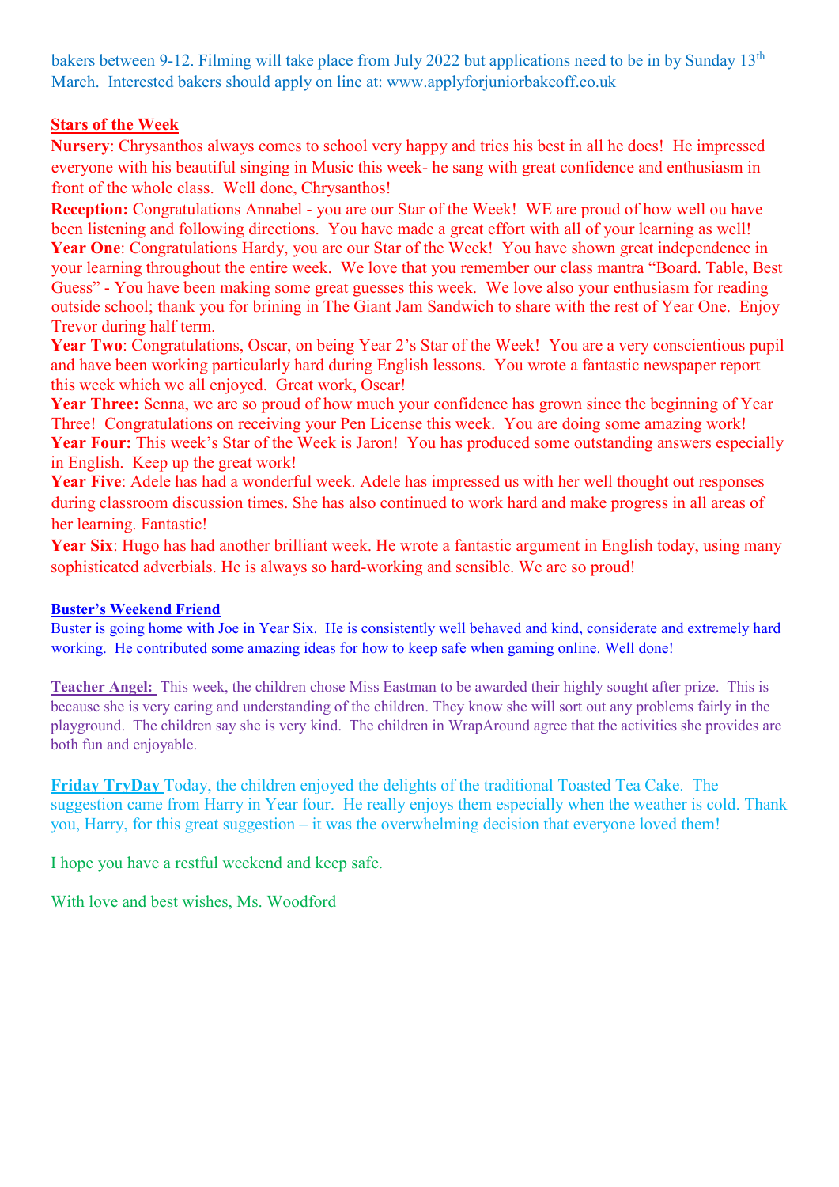bakers between 9-12. Filming will take place from July 2022 but applications need to be in by Sunday 13th March. Interested bakers should apply on line at: www.applyforjuniorbakeoff.co.uk

## Stars of the Week

**Nursery**: Chrysanthos always comes to school very happy and tries his best in all he does! He impressed everyone with his beautiful singing in Music this week- he sang with great confidence and enthusiasm in front of the whole class. Well done, Chrysanthos!

**Reception:** Congratulations Annabel - you are our Star of the Week! WE are proud of how well ou have been listening and following directions. You have made a great effort with all of your learning as well!

**Year One**: Congratulations Hardy, you are our Star of the Week! You have shown great independence in your learning throughout the entire week. We love that you remember our class mantra "Board. Table, Best Guess" - You have been making some great guesses this week. We love also your enthusiasm for reading outside school; thank you for brining in The Giant Jam Sandwich to share with the rest of Year One. Enjoy Trevor during half term.

**Year Two**: Congratulations, Oscar, on being Year 2's Star of the Week! You are a very conscientious pupil and have been working particularly hard during English lessons. You wrote a fantastic newspaper report this week which we all enjoyed. Great work, Oscar!

**Year Three:** Senna, we are so proud of how much your confidence has grown since the beginning of Year Three! Congratulations on receiving your Pen License this week. You are doing some amazing work!

**Year Four:** This week's Star of the Week is Jaron! You has produced some outstanding answers especially in English. Keep up the great work!

**Year Five**: Adele has had a wonderful week. Adele has impressed us with her well thought out responses during classroom discussion times. She has also continued to work hard and make progress in all areas of her learning. Fantastic!

**Year Six**: Hugo has had another brilliant week. He wrote a fantastic argument in English today, using many sophisticated adverbials. He is always so hard-working and sensible. We are so proud!

## Buster's Weekend Friend

Buster is going home with Joe in Year Six. He is consistently well behaved and kind, considerate and extremely hard working. He contributed some amazing ideas for how to keep safe when gaming online. Well done!

**Teacher Angel:** This week, the children chose Miss Eastman to be awarded their highly sought after prize. This is because she is very caring and understanding of the children. They know she will sort out any problems fairly in the playground. The children say she is very kind. The children in WrapAround agree that the activities she provides are both fun and enjoyable.

**Friday TryDay** Today, the children enjoyed the delights of the traditional Toasted Tea Cake. The suggestion came from Harry in Year four. He really enjoys them especially when the weather is cold. Thank you, Harry, for this great suggestion – it was the overwhelming decision that everyone loved them!

I hope you have a restful weekend and keep safe.

With love and best wishes, Ms. Woodford